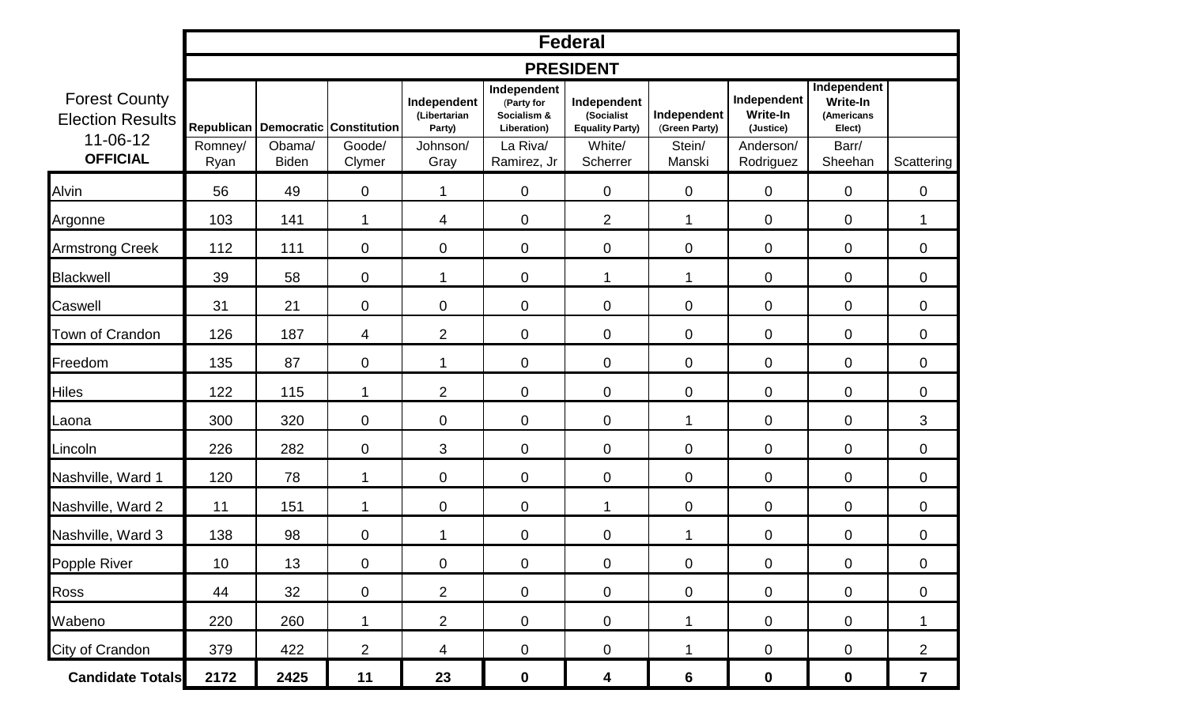| Forest County Election Results 11-06-12 **OFFICIAL** | **Federal** | | | | | | | | | |
|---|---|---|---|---|---|---|---|---|---|---|
| | **PRESIDENT** | | | | | | | | | |
| | **Republican** Romney/ Ryan | **Democratic** Obama/ Biden | **Constitution** Goode/ Clymer | **Independent (Libertarian Party)** Johnson/ Gray | **Independent (Party for Socialism & Liberation)** La Riva/ Ramirez, Jr | **Independent (Socialist Equality Party)** White/ Scherrer | **Independent (Green Party)** Stein/ Manski | **Independent Write-In (Justice)** Anderson/ Rodriguez | **Independent Write-In (Americans Elect)** Barr/ Sheehan | Scattering |
| Alvin | 56 | 49 | 0 | 1 | 0 | 0 | 0 | 0 | 0 | 0 |
| Argonne | 103 | 141 | 1 | 4 | 0 | 2 | 1 | 0 | 0 | 1 |
| Armstrong Creek | 112 | 111 | 0 | 0 | 0 | 0 | 0 | 0 | 0 | 0 |
| Blackwell | 39 | 58 | 0 | 1 | 0 | 1 | 1 | 0 | 0 | 0 |
| Caswell | 31 | 21 | 0 | 0 | 0 | 0 | 0 | 0 | 0 | 0 |
| Town of Crandon | 126 | 187 | 4 | 2 | 0 | 0 | 0 | 0 | 0 | 0 |
| Freedom | 135 | 87 | 0 | 1 | 0 | 0 | 0 | 0 | 0 | 0 |
| Hiles | 122 | 115 | 1 | 2 | 0 | 0 | 0 | 0 | 0 | 0 |
| Laona | 300 | 320 | 0 | 0 | 0 | 0 | 1 | 0 | 0 | 3 |
| Lincoln | 226 | 282 | 0 | 3 | 0 | 0 | 0 | 0 | 0 | 0 |
| Nashville, Ward 1 | 120 | 78 | 1 | 0 | 0 | 0 | 0 | 0 | 0 | 0 |
| Nashville, Ward 2 | 11 | 151 | 1 | 0 | 0 | 1 | 0 | 0 | 0 | 0 |
| Nashville, Ward 3 | 138 | 98 | 0 | 1 | 0 | 0 | 1 | 0 | 0 | 0 |
| Popple River | 10 | 13 | 0 | 0 | 0 | 0 | 0 | 0 | 0 | 0 |
| Ross | 44 | 32 | 0 | 2 | 0 | 0 | 0 | 0 | 0 | 0 |
| Wabeno | 220 | 260 | 1 | 2 | 0 | 0 | 1 | 0 | 0 | 1 |
| City of Crandon | 379 | 422 | 2 | 4 | 0 | 0 | 1 | 0 | 0 | 2 |
| **Candidate Totals** | **2172** | **2425** | **11** | **23** | **0** | **4** | **6** | **0** | **0** | **7** |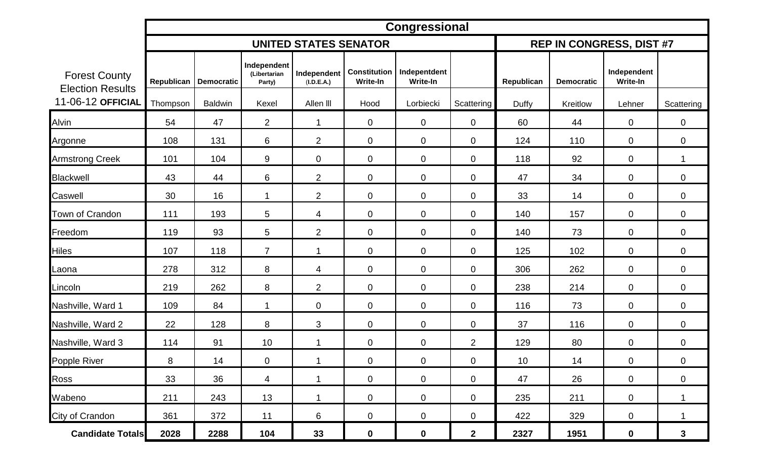| Forest County Election Results 11-06-12 **OFFICIAL** | **Congressional** | | | | | | | | | | |
|---|---|---|---|---|---|---|---|---|---|---|---|
| | **UNITED STATES SENATOR** | | | | | | | **REP IN CONGRESS, DIST #7** | | | |
| | **Republican** | **Democratic** | **Independent (Libertarian Party)** | **Independent (I.D.E.A.)** | **Constitution Write-In** | **Indepentdent Write-In** | | **Republican** | **Democratic** | **Independent Write-In** | |
| | Thompson | Baldwin | Kexel | Allen lll | Hood | Lorbiecki | Scattering | Duffy | Kreitlow | Lehner | Scattering |
| Alvin | 54 | 47 | 2 | 1 | 0 | 0 | 0 | 60 | 44 | 0 | 0 |
| Argonne | 108 | 131 | 6 | 2 | 0 | 0 | 0 | 124 | 110 | 0 | 0 |
| Armstrong Creek | 101 | 104 | 9 | 0 | 0 | 0 | 0 | 118 | 92 | 0 | 1 |
| Blackwell | 43 | 44 | 6 | 2 | 0 | 0 | 0 | 47 | 34 | 0 | 0 |
| Caswell | 30 | 16 | 1 | 2 | 0 | 0 | 0 | 33 | 14 | 0 | 0 |
| Town of Crandon | 111 | 193 | 5 | 4 | 0 | 0 | 0 | 140 | 157 | 0 | 0 |
| Freedom | 119 | 93 | 5 | 2 | 0 | 0 | 0 | 140 | 73 | 0 | 0 |
| Hiles | 107 | 118 | 7 | 1 | 0 | 0 | 0 | 125 | 102 | 0 | 0 |
| Laona | 278 | 312 | 8 | 4 | 0 | 0 | 0 | 306 | 262 | 0 | 0 |
| Lincoln | 219 | 262 | 8 | 2 | 0 | 0 | 0 | 238 | 214 | 0 | 0 |
| Nashville, Ward 1 | 109 | 84 | 1 | 0 | 0 | 0 | 0 | 116 | 73 | 0 | 0 |
| Nashville, Ward 2 | 22 | 128 | 8 | 3 | 0 | 0 | 0 | 37 | 116 | 0 | 0 |
| Nashville, Ward 3 | 114 | 91 | 10 | 1 | 0 | 0 | 2 | 129 | 80 | 0 | 0 |
| Popple River | 8 | 14 | 0 | 1 | 0 | 0 | 0 | 10 | 14 | 0 | 0 |
| Ross | 33 | 36 | 4 | 1 | 0 | 0 | 0 | 47 | 26 | 0 | 0 |
| Wabeno | 211 | 243 | 13 | 1 | 0 | 0 | 0 | 235 | 211 | 0 | 1 |
| City of Crandon | 361 | 372 | 11 | 6 | 0 | 0 | 0 | 422 | 329 | 0 | 1 |
| **Candidate Totals** | **2028** | **2288** | **104** | **33** | **0** | **0** | **2** | **2327** | **1951** | **0** | **3** |